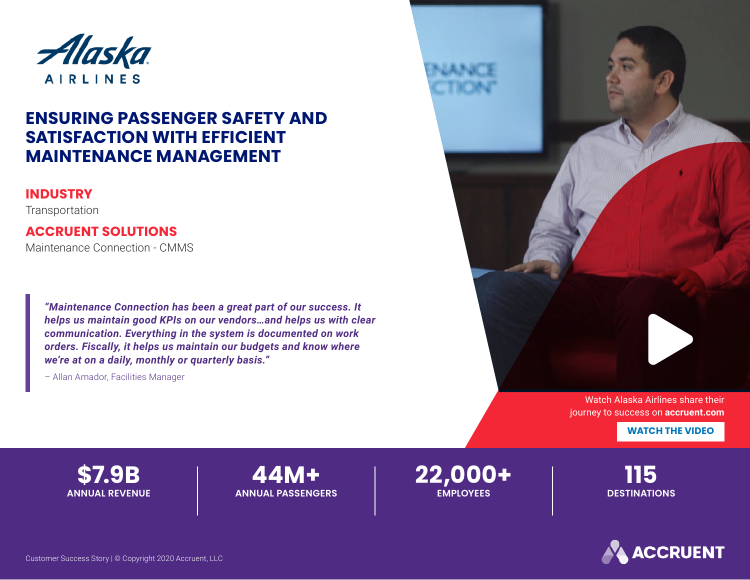Alaska AIRLINES

# ENSURING PASSENGER SAFETY AND SATISFACTION WITH EFFICIENT MAINTENANCE MANAGEMENT

**INDUSTRY**

Transportation

**ACCRUENT SOLUTIONS**

Maintenance Connection - CMMS

> ***"Maintenance Connection has been a great part of our success. It helps us maintain good KPIs on our vendors…and helps us with clear communication. Everything in the system is documented on work orders. Fiscally, it helps us maintain our budgets and know where we're at on a daily, monthly or quarterly basis."***
>
> – Allan Amador, Facilities Manager

Watch Alaska Airlines share their journey to success on **accruent.com**

**WATCH THE VIDEO**

| $7.9B | 44M+ | 22,000+ | 115 |
|---|---|---|---|
| ANNUAL REVENUE | ANNUAL PASSENGERS | EMPLOYEES | DESTINATIONS |

Customer Success Story | © Copyright 2020 Accruent, LLC

ACCRUENT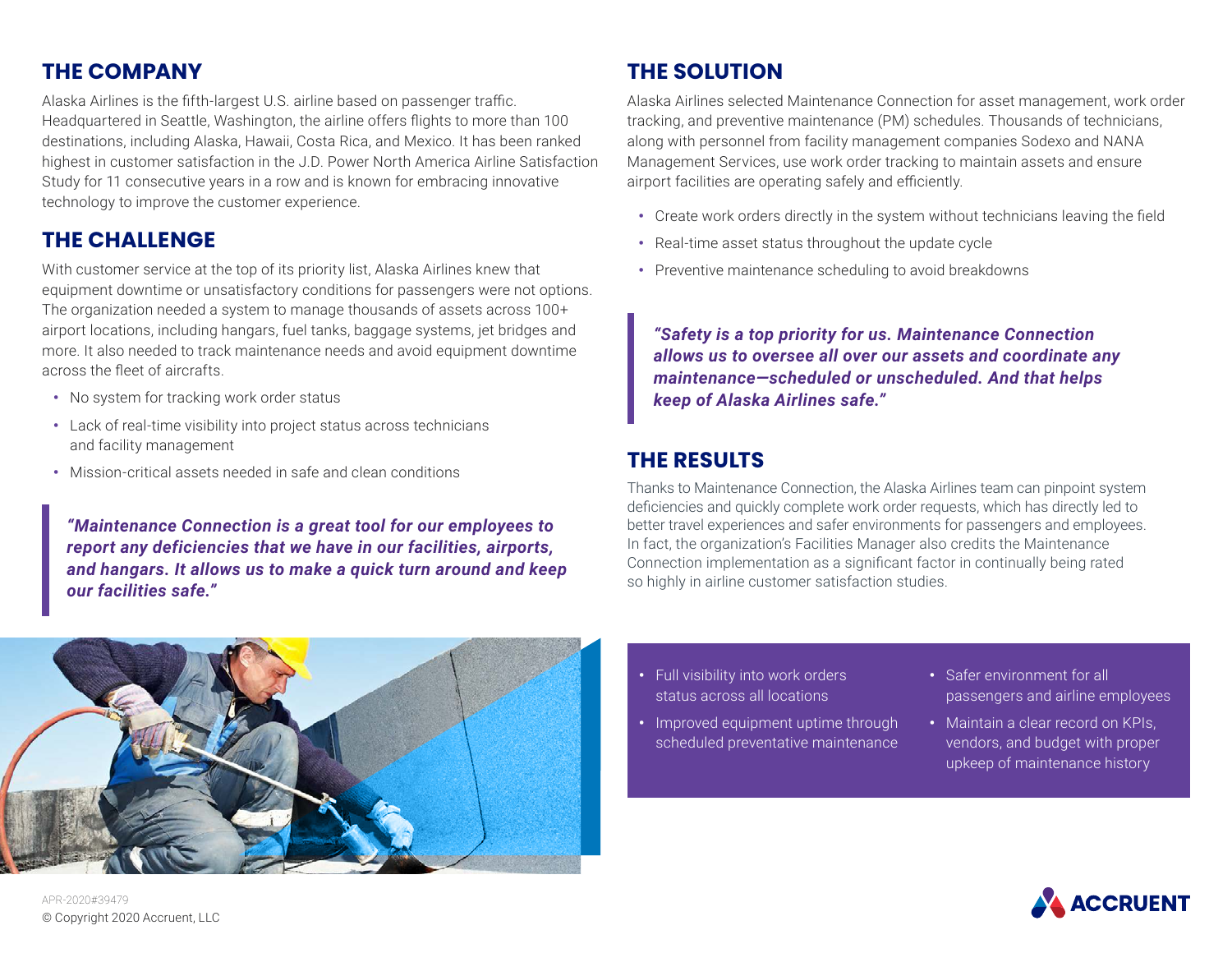## THE COMPANY

Alaska Airlines is the fifth-largest U.S. airline based on passenger traffic. Headquartered in Seattle, Washington, the airline offers flights to more than 100 destinations, including Alaska, Hawaii, Costa Rica, and Mexico. It has been ranked highest in customer satisfaction in the J.D. Power North America Airline Satisfaction Study for 11 consecutive years in a row and is known for embracing innovative technology to improve the customer experience.

## THE CHALLENGE

With customer service at the top of its priority list, Alaska Airlines knew that equipment downtime or unsatisfactory conditions for passengers were not options. The organization needed a system to manage thousands of assets across 100+ airport locations, including hangars, fuel tanks, baggage systems, jet bridges and more. It also needed to track maintenance needs and avoid equipment downtime across the fleet of aircrafts.

- No system for tracking work order status
- Lack of real-time visibility into project status across technicians and facility management
- Mission-critical assets needed in safe and clean conditions

> ***"Maintenance Connection is a great tool for our employees to report any deficiencies that we have in our facilities, airports, and hangars. It allows us to make a quick turn around and keep our facilities safe."***

## THE SOLUTION

Alaska Airlines selected Maintenance Connection for asset management, work order tracking, and preventive maintenance (PM) schedules. Thousands of technicians, along with personnel from facility management companies Sodexo and NANA Management Services, use work order tracking to maintain assets and ensure airport facilities are operating safely and efficiently.

- Create work orders directly in the system without technicians leaving the field
- Real-time asset status throughout the update cycle
- Preventive maintenance scheduling to avoid breakdowns

> ***"Safety is a top priority for us. Maintenance Connection allows us to oversee all over our assets and coordinate any maintenance—scheduled or unscheduled. And that helps keep of Alaska Airlines safe."***

## THE RESULTS

Thanks to Maintenance Connection, the Alaska Airlines team can pinpoint system deficiencies and quickly complete work order requests, which has directly led to better travel experiences and safer environments for passengers and employees. In fact, the organization's Facilities Manager also credits the Maintenance Connection implementation as a significant factor in continually being rated so highly in airline customer satisfaction studies.

- Full visibility into work orders status across all locations
- Improved equipment uptime through scheduled preventative maintenance
- Safer environment for all passengers and airline employees
- Maintain a clear record on KPIs, vendors, and budget with proper upkeep of maintenance history

APR-2020#39479
© Copyright 2020 Accruent, LLC

ACCRUENT